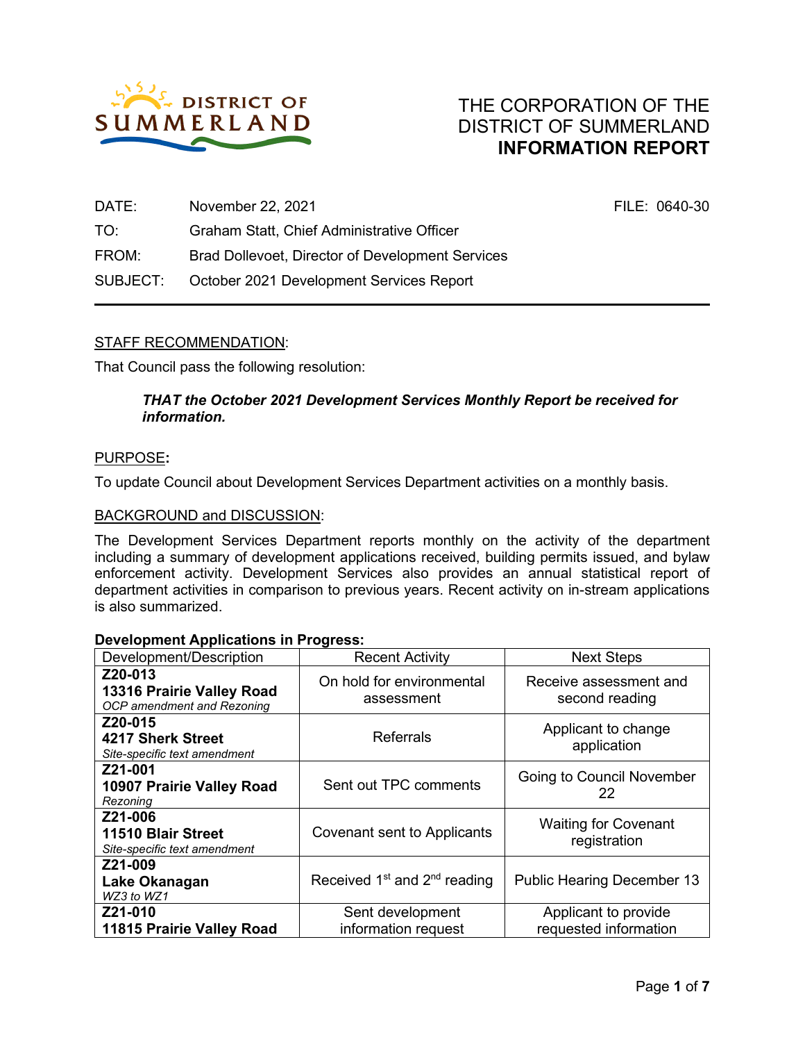DISTRICT OF SUMMERLAND

# THE CORPORATION OF THE DISTRICT OF SUMMERLAND
## INFORMATION REPORT

DATE: November 22, 2021 FILE: 0640-30

TO: Graham Statt, Chief Administrative Officer

FROM: Brad Dollevoet, Director of Development Services

SUBJECT: October 2021 Development Services Report

---

STAFF RECOMMENDATION:

That Council pass the following resolution:

> ***THAT the October 2021 Development Services Monthly Report be received for information.***

PURPOSE**:**

To update Council about Development Services Department activities on a monthly basis.

BACKGROUND and DISCUSSION:

The Development Services Department reports monthly on the activity of the department including a summary of development applications received, building permits issued, and bylaw enforcement activity. Development Services also provides an annual statistical report of department activities in comparison to previous years. Recent activity on in-stream applications is also summarized.

**Development Applications in Progress:**

| Development/Description | Recent Activity | Next Steps |
|---|---|---|
| **Z20-013**<br>**13316 Prairie Valley Road**<br>*OCP amendment and Rezoning* | On hold for environmental assessment | Receive assessment and second reading |
| **Z20-015**<br>**4217 Sherk Street**<br>*Site-specific text amendment* | Referrals | Applicant to change application |
| **Z21-001**<br>**10907 Prairie Valley Road**<br>*Rezoning* | Sent out TPC comments | Going to Council November 22 |
| **Z21-006**<br>**11510 Blair Street**<br>*Site-specific text amendment* | Covenant sent to Applicants | Waiting for Covenant registration |
| **Z21-009**<br>**Lake Okanagan**<br>*WZ3 to WZ1* | Received 1st and 2nd reading | Public Hearing December 13 |
| **Z21-010**<br>**11815 Prairie Valley Road** | Sent development information request | Applicant to provide requested information |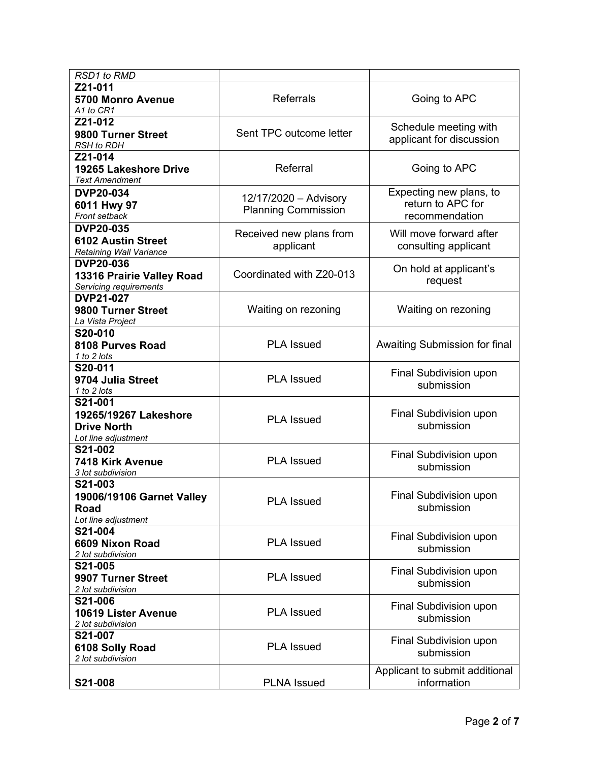| | | |
|---|---|---|
| *RSD1 to RMD* | | |
| **Z21-011**<br>**5700 Monro Avenue**<br>*A1 to CR1* | Referrals | Going to APC |
| **Z21-012**<br>**9800 Turner Street**<br>*RSH to RDH* | Sent TPC outcome letter | Schedule meeting with applicant for discussion |
| **Z21-014**<br>**19265 Lakeshore Drive**<br>*Text Amendment* | Referral | Going to APC |
| **DVP20-034**<br>**6011 Hwy 97**<br>*Front setback* | 12/17/2020 – Advisory Planning Commission | Expecting new plans, to return to APC for recommendation |
| **DVP20-035**<br>**6102 Austin Street**<br>*Retaining Wall Variance* | Received new plans from applicant | Will move forward after consulting applicant |
| **DVP20-036**<br>**13316 Prairie Valley Road**<br>*Servicing requirements* | Coordinated with Z20-013 | On hold at applicant's request |
| **DVP21-027**<br>**9800 Turner Street**<br>*La Vista Project* | Waiting on rezoning | Waiting on rezoning |
| **S20-010**<br>**8108 Purves Road**<br>*1 to 2 lots* | PLA Issued | Awaiting Submission for final |
| **S20-011**<br>**9704 Julia Street**<br>*1 to 2 lots* | PLA Issued | Final Subdivision upon submission |
| **S21-001**<br>**19265/19267 Lakeshore Drive North**<br>*Lot line adjustment* | PLA Issued | Final Subdivision upon submission |
| **S21-002**<br>**7418 Kirk Avenue**<br>*3 lot subdivision* | PLA Issued | Final Subdivision upon submission |
| **S21-003**<br>**19006/19106 Garnet Valley Road**<br>*Lot line adjustment* | PLA Issued | Final Subdivision upon submission |
| **S21-004**<br>**6609 Nixon Road**<br>*2 lot subdivision* | PLA Issued | Final Subdivision upon submission |
| **S21-005**<br>**9907 Turner Street**<br>*2 lot subdivision* | PLA Issued | Final Subdivision upon submission |
| **S21-006**<br>**10619 Lister Avenue**<br>*2 lot subdivision* | PLA Issued | Final Subdivision upon submission |
| **S21-007**<br>**6108 Solly Road**<br>*2 lot subdivision* | PLA Issued | Final Subdivision upon submission |
| **S21-008** | PLNA Issued | Applicant to submit additional information |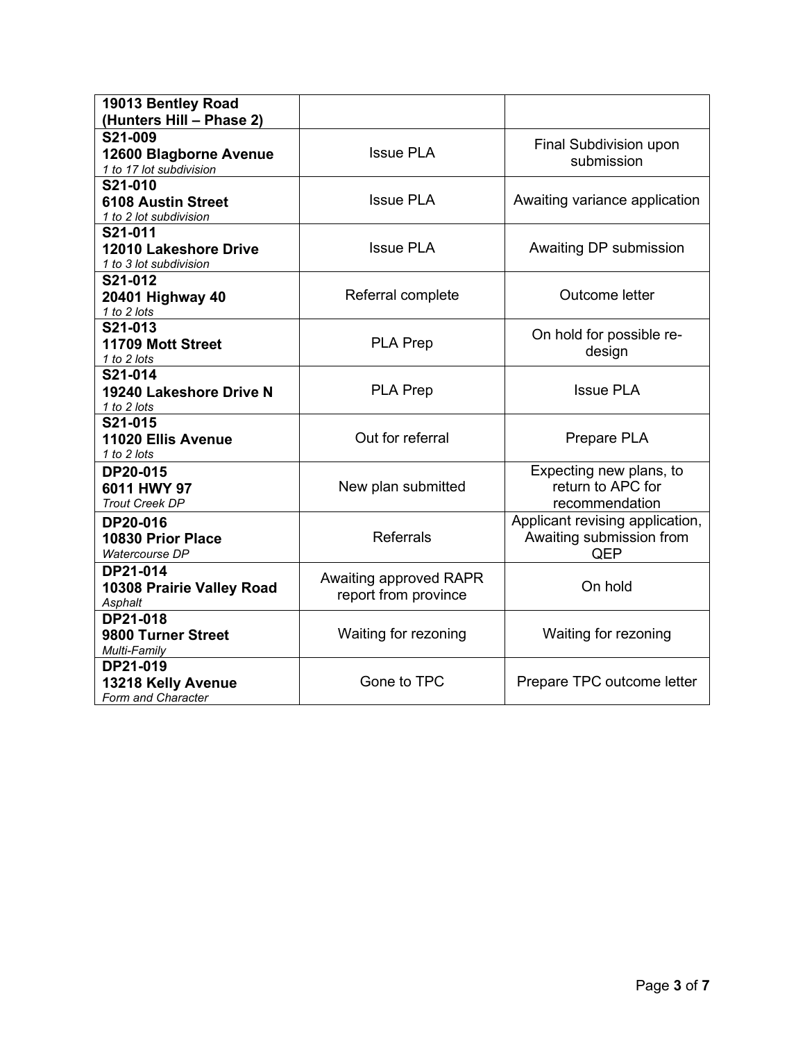| | | |
|---|---|---|
| **19013 Bentley Road (Hunters Hill – Phase 2)** | | |
| **S21-009**<br>**12600 Blagborne Avenue**<br>*1 to 17 lot subdivision* | Issue PLA | Final Subdivision upon submission |
| **S21-010**<br>**6108 Austin Street**<br>*1 to 2 lot subdivision* | Issue PLA | Awaiting variance application |
| **S21-011**<br>**12010 Lakeshore Drive**<br>*1 to 3 lot subdivision* | Issue PLA | Awaiting DP submission |
| **S21-012**<br>**20401 Highway 40**<br>*1 to 2 lots* | Referral complete | Outcome letter |
| **S21-013**<br>**11709 Mott Street**<br>*1 to 2 lots* | PLA Prep | On hold for possible re-design |
| **S21-014**<br>**19240 Lakeshore Drive N**<br>*1 to 2 lots* | PLA Prep | Issue PLA |
| **S21-015**<br>**11020 Ellis Avenue**<br>*1 to 2 lots* | Out for referral | Prepare PLA |
| **DP20-015**<br>**6011 HWY 97**<br>*Trout Creek DP* | New plan submitted | Expecting new plans, to return to APC for recommendation |
| **DP20-016**<br>**10830 Prior Place**<br>*Watercourse DP* | Referrals | Applicant revising application, Awaiting submission from QEP |
| **DP21-014**<br>**10308 Prairie Valley Road**<br>*Asphalt* | Awaiting approved RAPR report from province | On hold |
| **DP21-018**<br>**9800 Turner Street**<br>*Multi-Family* | Waiting for rezoning | Waiting for rezoning |
| **DP21-019**<br>**13218 Kelly Avenue**<br>*Form and Character* | Gone to TPC | Prepare TPC outcome letter |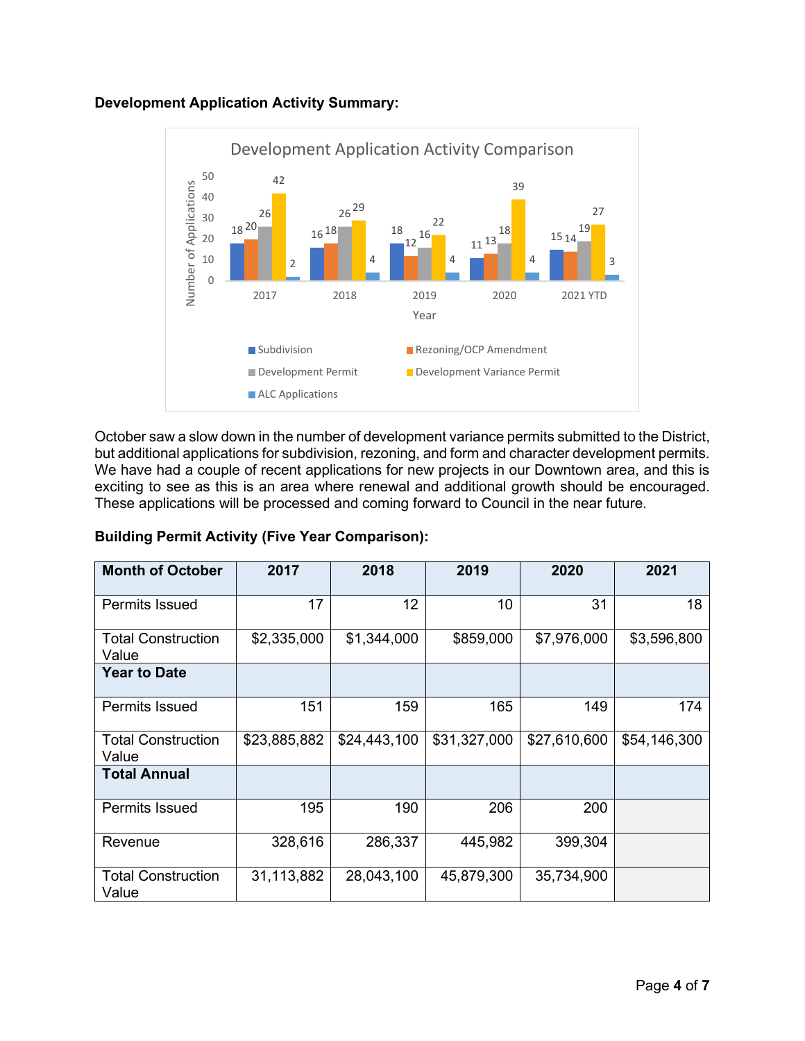**Development Application Activity Summary:**

Development Application Activity Comparison

| Year | Subdivision | Rezoning/OCP Amendment | Development Permit | Development Variance Permit | ALC Applications |
|---|---|---|---|---|---|
| 2017 | 18 | 20 | 26 | 42 | 2 |
| 2018 | 16 | 18 | 26 | 29 | 4 |
| 2019 | 18 | 12 | 16 | 22 | 4 |
| 2020 | 11 | 13 | 18 | 39 | 4 |
| 2021 YTD | 15 | 14 | 19 | 27 | 3 |

October saw a slow down in the number of development variance permits submitted to the District, but additional applications for subdivision, rezoning, and form and character development permits. We have had a couple of recent applications for new projects in our Downtown area, and this is exciting to see as this is an area where renewal and additional growth should be encouraged. These applications will be processed and coming forward to Council in the near future.

**Building Permit Activity (Five Year Comparison):**

| **Month of October** | **2017** | **2018** | **2019** | **2020** | **2021** |
|---|---|---|---|---|---|
| Permits Issued | 17 | 12 | 10 | 31 | 18 |
| Total Construction Value | $2,335,000 | $1,344,000 | $859,000 | $7,976,000 | $3,596,800 |
| **Year to Date** | | | | | |
| Permits Issued | 151 | 159 | 165 | 149 | 174 |
| Total Construction Value | $23,885,882 | $24,443,100 | $31,327,000 | $27,610,600 | $54,146,300 |
| **Total Annual** | | | | | |
| Permits Issued | 195 | 190 | 206 | 200 | |
| Revenue | 328,616 | 286,337 | 445,982 | 399,304 | |
| Total Construction Value | 31,113,882 | 28,043,100 | 45,879,300 | 35,734,900 | |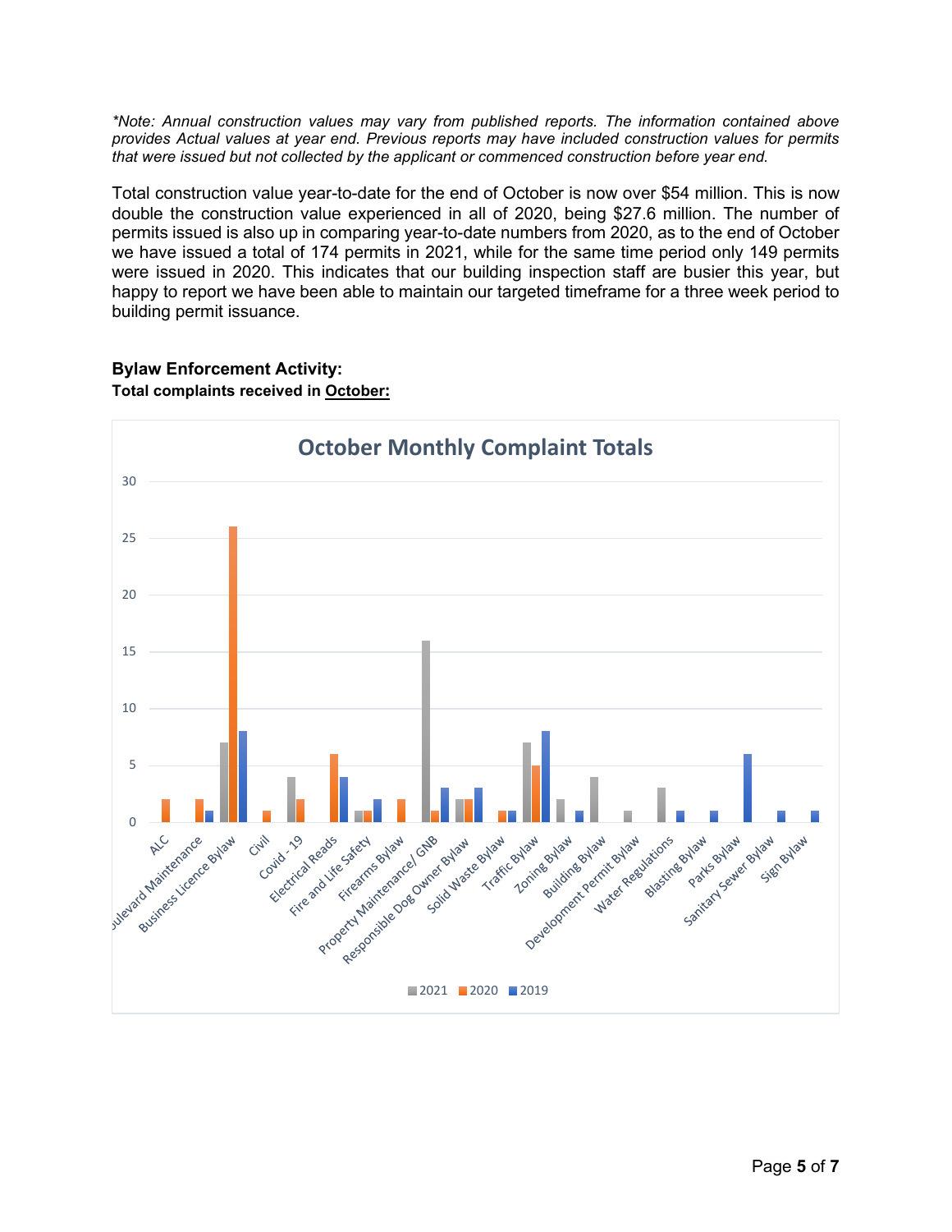*Note: Annual construction values may vary from published reports. The information contained above provides Actual values at year end. Previous reports may have included construction values for permits that were issued but not collected by the applicant or commenced construction before year end.*

Total construction value year-to-date for the end of October is now over $54 million. This is now double the construction value experienced in all of 2020, being $27.6 million. The number of permits issued is also up in comparing year-to-date numbers from 2020, as to the end of October we have issued a total of 174 permits in 2021, while for the same time period only 149 permits were issued in 2020. This indicates that our building inspection staff are busier this year, but happy to report we have been able to maintain our targeted timeframe for a three week period to building permit issuance.

**Bylaw Enforcement Activity:**

**Total complaints received in <u>October:</u>**

**October Monthly Complaint Totals**

| Category | 2021 | 2020 | 2019 |
|---|---|---|---|
| ALC | | 2 | |
| Boulevard Maintenance | | 2 | 1 |
| Business Licence Bylaw | 7 | 26 | 8 |
| Civil | | 1 | |
| Covid - 19 | 4 | 2 | |
| Electrical Reads | | 6 | 4 |
| Fire and Life Safety | 1 | 1 | 2 |
| Firearms Bylaw | | 2 | |
| Property Maintenance/ GNB | 16 | 1 | 3 |
| Responsible Dog Owner Bylaw | 2 | 2 | 3 |
| Solid Waste Bylaw | | 1 | 1 |
| Traffic Bylaw | 7 | 5 | 8 |
| Zoning Bylaw | 2 | | 1 |
| Building Bylaw | 4 | | |
| Development Permit Bylaw | 1 | | |
| Water Regulations | 3 | | 1 |
| Blasting Bylaw | | | 1 |
| Parks Bylaw | | | 6 |
| Sanitary Sewer Bylaw | | | 1 |
| Sign Bylaw | | | 1 |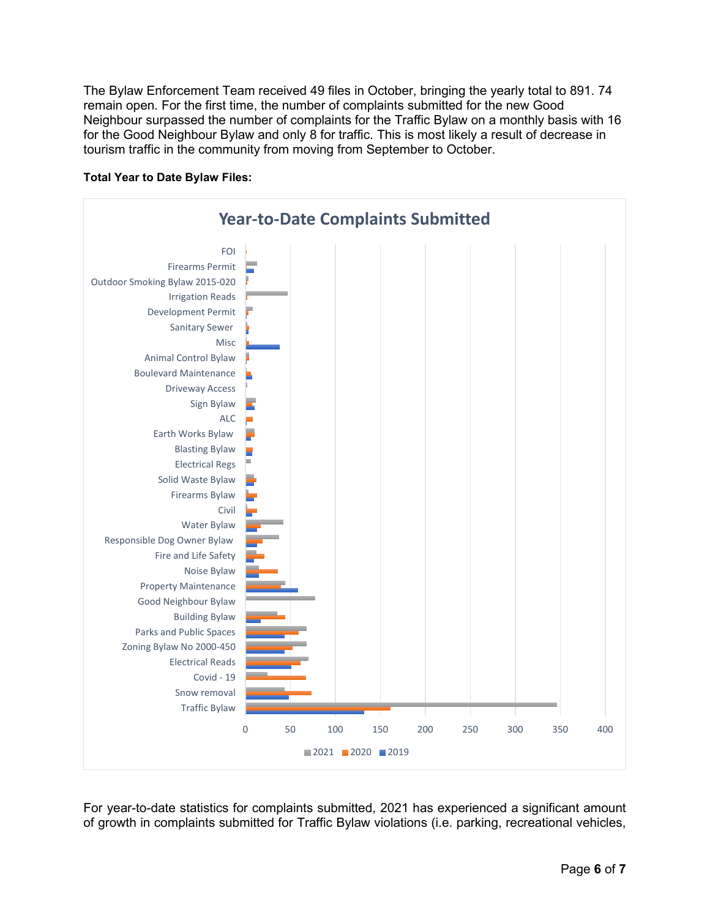The Bylaw Enforcement Team received 49 files in October, bringing the yearly total to 891. 74 remain open. For the first time, the number of complaints submitted for the new Good Neighbour surpassed the number of complaints for the Traffic Bylaw on a monthly basis with 16 for the Good Neighbour Bylaw and only 8 for traffic. This is most likely a result of decrease in tourism traffic in the community from moving from September to October.

**Total Year to Date Bylaw Files:**

Year-to-Date Complaints Submitted

For year-to-date statistics for complaints submitted, 2021 has experienced a significant amount of growth in complaints submitted for Traffic Bylaw violations (i.e. parking, recreational vehicles,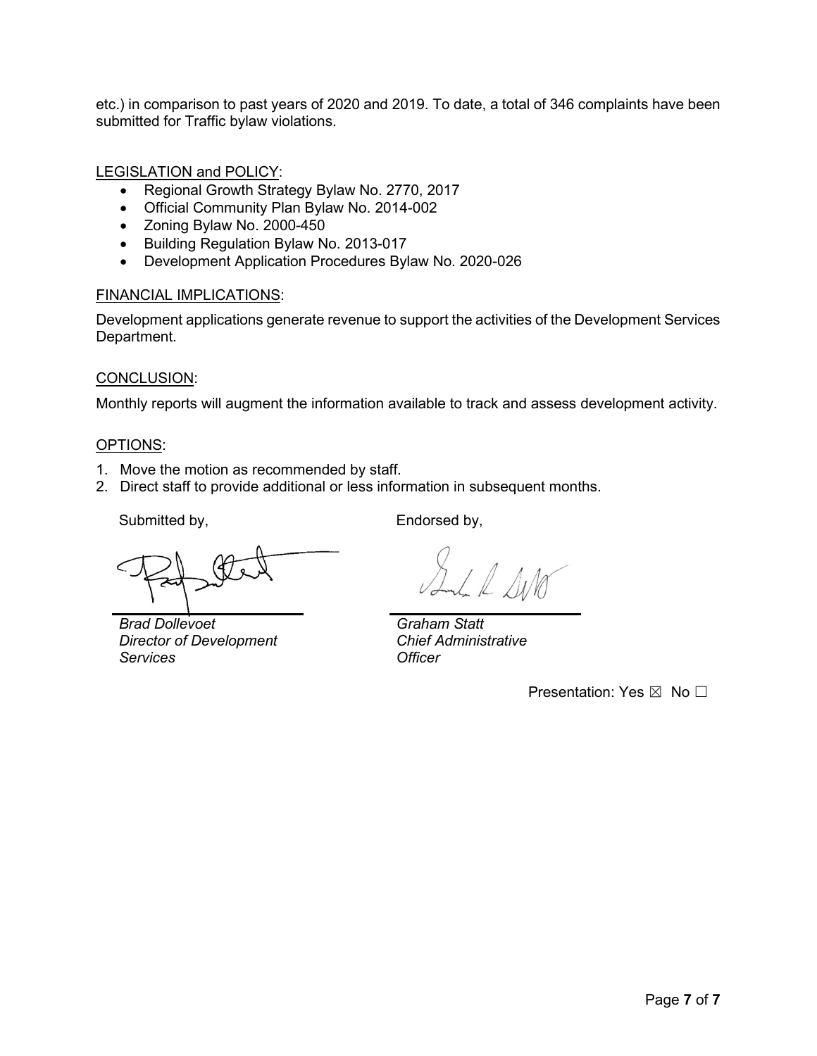etc.) in comparison to past years of 2020 and 2019. To date, a total of 346 complaints have been submitted for Traffic bylaw violations.

LEGISLATION and POLICY:

- Regional Growth Strategy Bylaw No. 2770, 2017
- Official Community Plan Bylaw No. 2014-002
- Zoning Bylaw No. 2000-450
- Building Regulation Bylaw No. 2013-017
- Development Application Procedures Bylaw No. 2020-026

FINANCIAL IMPLICATIONS:

Development applications generate revenue to support the activities of the Development Services Department.

CONCLUSION:

Monthly reports will augment the information available to track and assess development activity.

OPTIONS:

1. Move the motion as recommended by staff.
2. Direct staff to provide additional or less information in subsequent months.

Submitted by,

*Brad Dollevoet*
*Director of Development Services*

Endorsed by,

*Graham Statt*
*Chief Administrative Officer*

Presentation: Yes ☒ No ☐